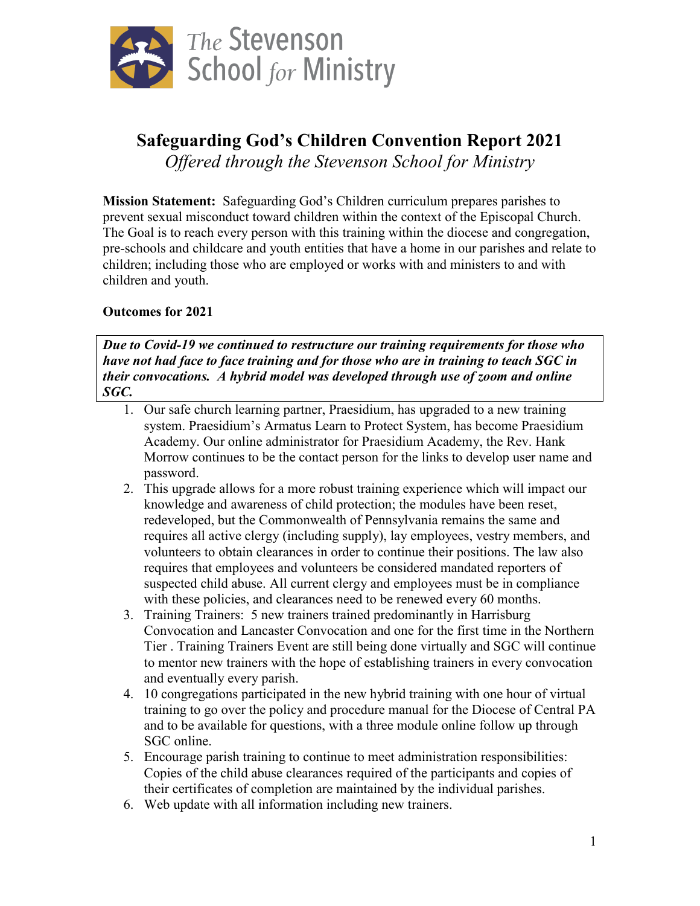# Safeguarding God's Children Convention Report 2021

*Offered through the Stevenson School for Ministry*

**Mission Statement:** Safeguarding God's Children curriculum prepares parishes to prevent sexual misconduct toward children within the context of the Episcopal Church. The Goal is to reach every person with this training within the diocese and congregation, pre-schools and childcare and youth entities that have a home in our parishes and relate to children; including those who are employed or works with and ministers to and with children and youth.

**Outcomes for 2021**

***Due to Covid-19 we continued to restructure our training requirements for those who have not had face to face training and for those who are in training to teach SGC in their convocations. A hybrid model was developed through use of zoom and online SGC.***

1. Our safe church learning partner, Praesidium, has upgraded to a new training system. Praesidium's Armatus Learn to Protect System, has become Praesidium Academy. Our online administrator for Praesidium Academy, the Rev. Hank Morrow continues to be the contact person for the links to develop user name and password.
2. This upgrade allows for a more robust training experience which will impact our knowledge and awareness of child protection; the modules have been reset, redeveloped, but the Commonwealth of Pennsylvania remains the same and requires all active clergy (including supply), lay employees, vestry members, and volunteers to obtain clearances in order to continue their positions. The law also requires that employees and volunteers be considered mandated reporters of suspected child abuse. All current clergy and employees must be in compliance with these policies, and clearances need to be renewed every 60 months.
3. Training Trainers: 5 new trainers trained predominantly in Harrisburg Convocation and Lancaster Convocation and one for the first time in the Northern Tier . Training Trainers Event are still being done virtually and SGC will continue to mentor new trainers with the hope of establishing trainers in every convocation and eventually every parish.
4. 10 congregations participated in the new hybrid training with one hour of virtual training to go over the policy and procedure manual for the Diocese of Central PA and to be available for questions, with a three module online follow up through SGC online.
5. Encourage parish training to continue to meet administration responsibilities: Copies of the child abuse clearances required of the participants and copies of their certificates of completion are maintained by the individual parishes.
6. Web update with all information including new trainers.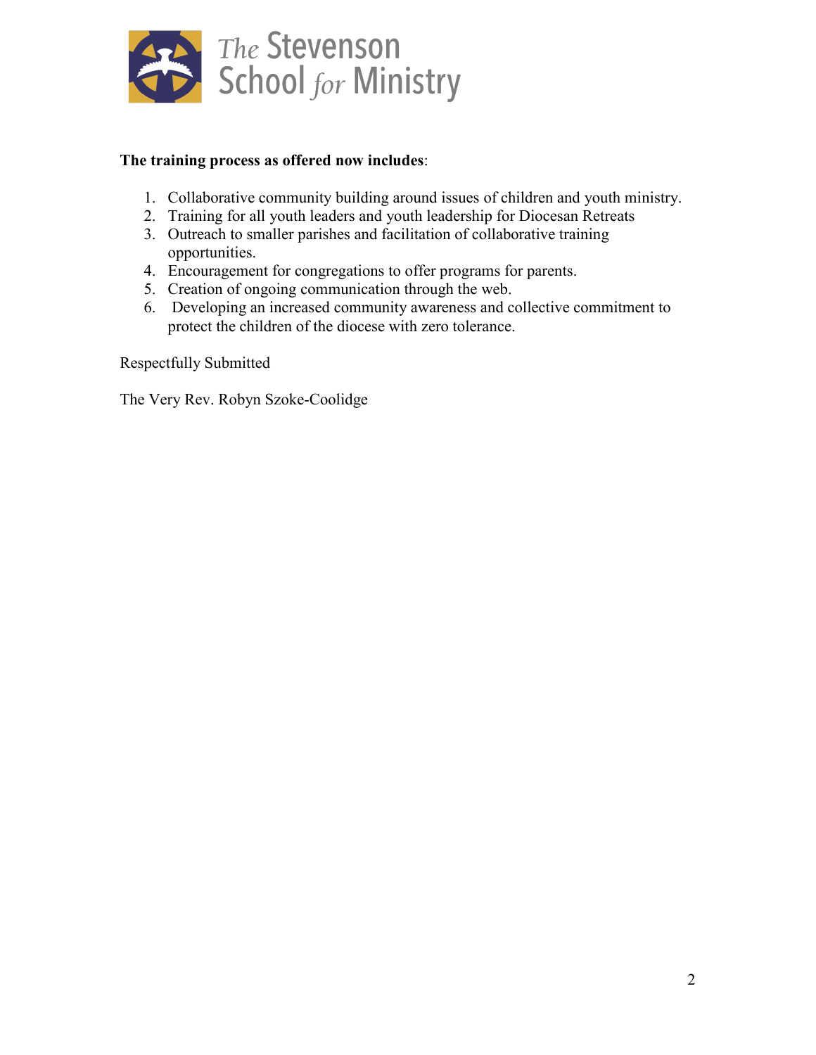The Stevenson School for Ministry

**The training process as offered now includes**:

1. Collaborative community building around issues of children and youth ministry.
2. Training for all youth leaders and youth leadership for Diocesan Retreats
3. Outreach to smaller parishes and facilitation of collaborative training opportunities.
4. Encouragement for congregations to offer programs for parents.
5. Creation of ongoing communication through the web.
6. Developing an increased community awareness and collective commitment to protect the children of the diocese with zero tolerance.

Respectfully Submitted

The Very Rev. Robyn Szoke-Coolidge